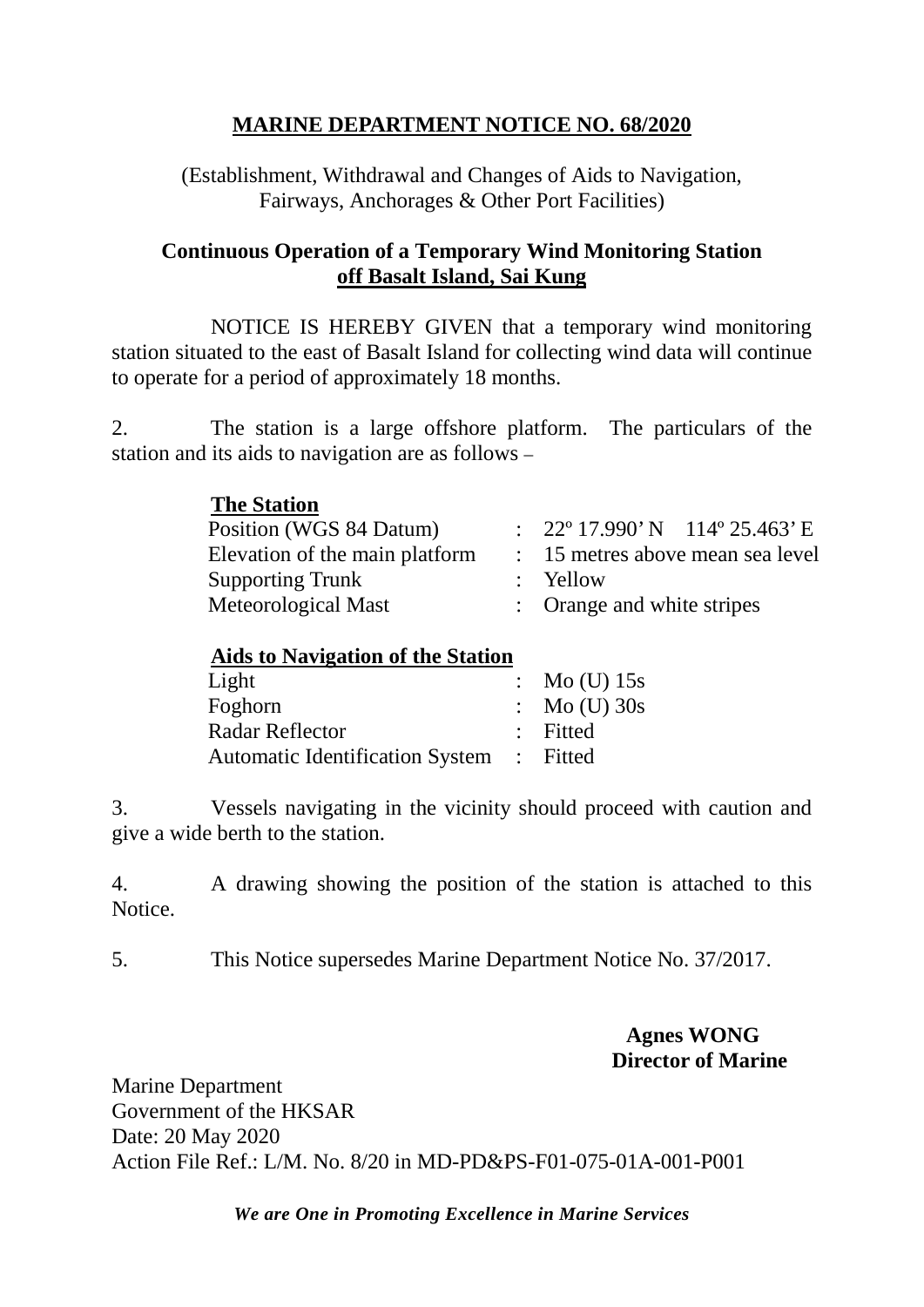# MARINE DEPARTMENT NOTICE NO. 68/2020

(Establishment, Withdrawal and Changes of Aids to Navigation, Fairways, Anchorages & Other Port Facilities)

## Continuous Operation of a Temporary Wind Monitoring Station off Basalt Island, Sai Kung

NOTICE IS HEREBY GIVEN that a temporary wind monitoring station situated to the east of Basalt Island for collecting wind data will continue to operate for a period of approximately 18 months.

2. The station is a large offshore platform. The particulars of the station and its aids to navigation are as follows –

**The Station**

| | | |
|---|---|---|
| Position (WGS 84 Datum) | : | 22º 17.990' N 114º 25.463' E |
| Elevation of the main platform | : | 15 metres above mean sea level |
| Supporting Trunk | : | Yellow |
| Meteorological Mast | : | Orange and white stripes |

**Aids to Navigation of the Station**

| | | |
|---|---|---|
| Light | : | Mo (U) 15s |
| Foghorn | : | Mo (U) 30s |
| Radar Reflector | : | Fitted |
| Automatic Identification System | : | Fitted |

3. Vessels navigating in the vicinity should proceed with caution and give a wide berth to the station.

4. A drawing showing the position of the station is attached to this Notice.

5. This Notice supersedes Marine Department Notice No. 37/2017.

**Agnes WONG**
**Director of Marine**

Marine Department
Government of the HKSAR
Date: 20 May 2020
Action File Ref.: L/M. No. 8/20 in MD-PD&PS-F01-075-01A-001-P001

*We are One in Promoting Excellence in Marine Services*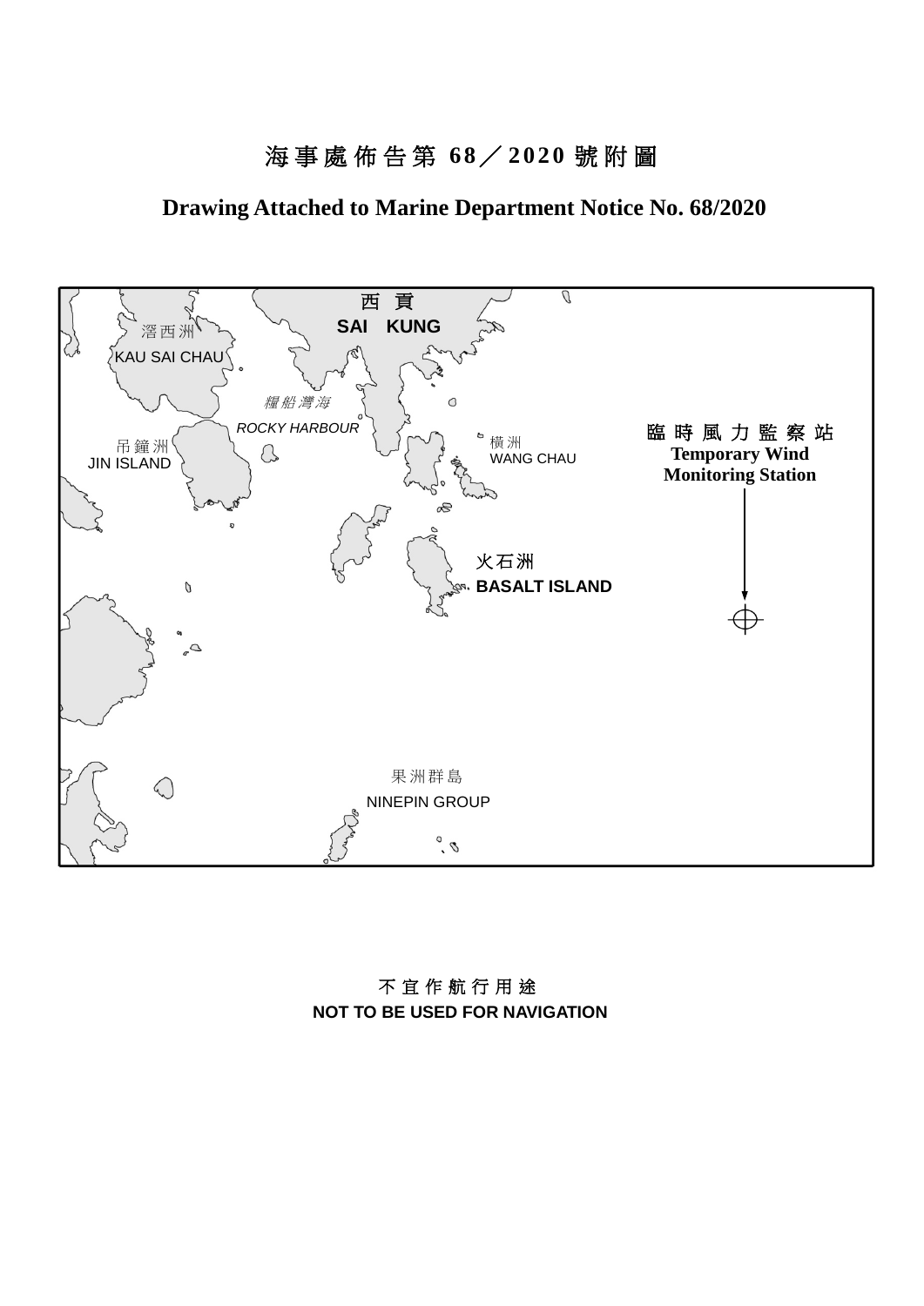# 海事處佈告第 68／2020 號附圖

# Drawing Attached to Marine Department Notice No. 68/2020

西 貢
SAI KUNG

滘西洲
KAU SAI CHAU

糧船灣海
*ROCKY HARBOUR*

吊鐘洲
JIN ISLAND

橫洲
WANG CHAU

臨時風力監察站
**Temporary Wind Monitoring Station**

火石洲
BASALT ISLAND

果洲群島
NINEPIN GROUP

不宜作航行用途
**NOT TO BE USED FOR NAVIGATION**